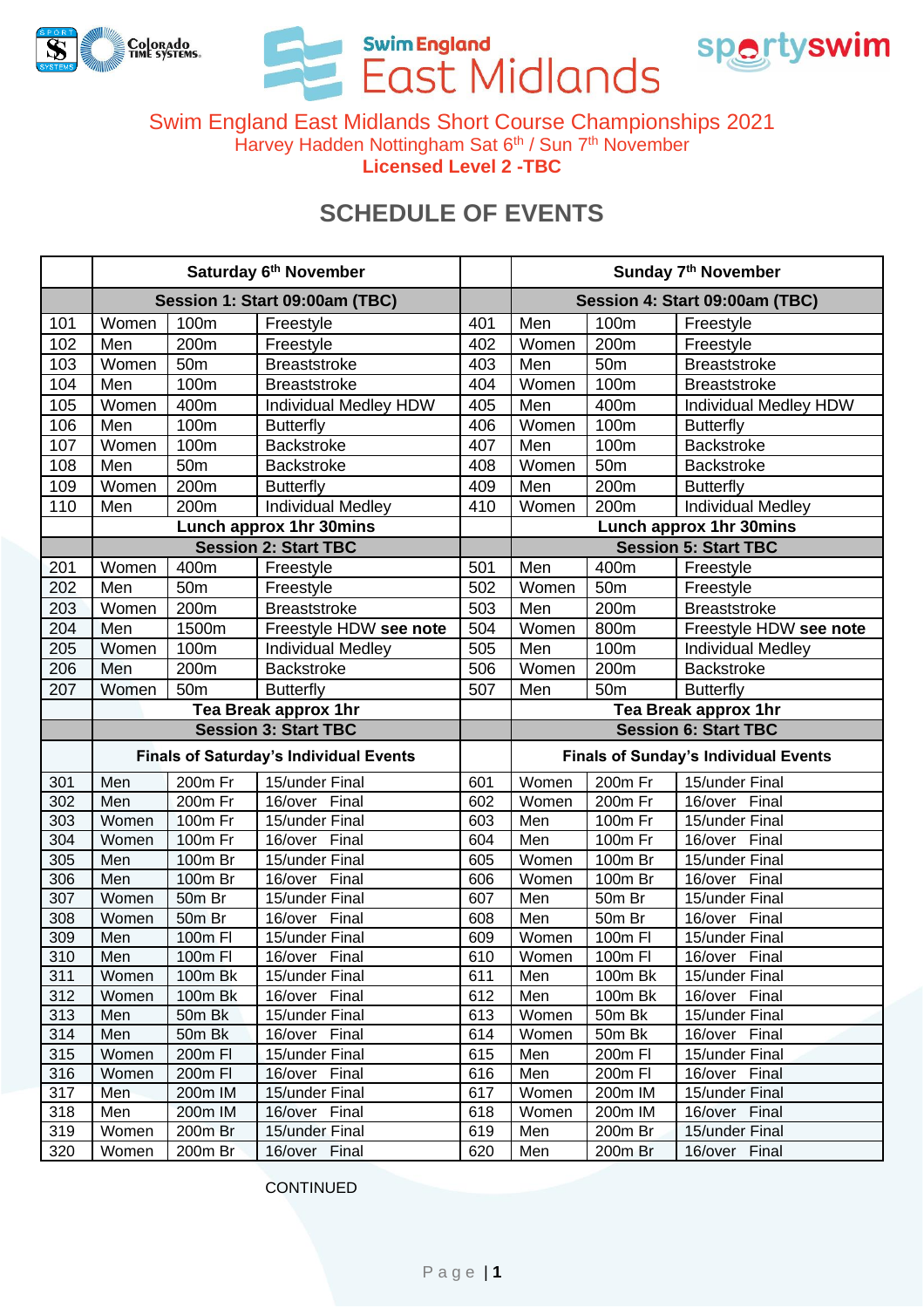# Swim England East Midlands Short Course Championships 2021

Harvey Hadden Nottingham Sat 6th / Sun 7th November

**Licensed Level 2 -TBC**

## SCHEDULE OF EVENTS

| | Saturday 6th November | | | | Sunday 7th November | | |
|---|---|---|---|---|---|---|---|
| | **Session 1: Start 09:00am (TBC)** | | | | **Session 4: Start 09:00am (TBC)** | | |
| 101 | Women | 100m | Freestyle | 401 | Men | 100m | Freestyle |
| 102 | Men | 200m | Freestyle | 402 | Women | 200m | Freestyle |
| 103 | Women | 50m | Breaststroke | 403 | Men | 50m | Breaststroke |
| 104 | Men | 100m | Breaststroke | 404 | Women | 100m | Breaststroke |
| 105 | Women | 400m | Individual Medley HDW | 405 | Men | 400m | Individual Medley HDW |
| 106 | Men | 100m | Butterfly | 406 | Women | 100m | Butterfly |
| 107 | Women | 100m | Backstroke | 407 | Men | 100m | Backstroke |
| 108 | Men | 50m | Backstroke | 408 | Women | 50m | Backstroke |
| 109 | Women | 200m | Butterfly | 409 | Men | 200m | Butterfly |
| 110 | Men | 200m | Individual Medley | 410 | Women | 200m | Individual Medley |
| | **Lunch approx 1hr 30mins** | | | | **Lunch approx 1hr 30mins** | | |
| | **Session 2: Start TBC** | | | | **Session 5: Start TBC** | | |
| 201 | Women | 400m | Freestyle | 501 | Men | 400m | Freestyle |
| 202 | Men | 50m | Freestyle | 502 | Women | 50m | Freestyle |
| 203 | Women | 200m | Breaststroke | 503 | Men | 200m | Breaststroke |
| 204 | Men | 1500m | Freestyle HDW **see note** | 504 | Women | 800m | Freestyle HDW **see note** |
| 205 | Women | 100m | Individual Medley | 505 | Men | 100m | Individual Medley |
| 206 | Men | 200m | Backstroke | 506 | Women | 200m | Backstroke |
| 207 | Women | 50m | Butterfly | 507 | Men | 50m | Butterfly |
| | **Tea Break approx 1hr** | | | | **Tea Break approx 1hr** | | |
| | **Session 3: Start TBC** | | | | **Session 6: Start TBC** | | |
| | **Finals of Saturday's Individual Events** | | | | **Finals of Sunday's Individual Events** | | |
| 301 | Men | 200m Fr | 15/under Final | 601 | Women | 200m Fr | 15/under Final |
| 302 | Men | 200m Fr | 16/over Final | 602 | Women | 200m Fr | 16/over Final |
| 303 | Women | 100m Fr | 15/under Final | 603 | Men | 100m Fr | 15/under Final |
| 304 | Women | 100m Fr | 16/over Final | 604 | Men | 100m Fr | 16/over Final |
| 305 | Men | 100m Br | 15/under Final | 605 | Women | 100m Br | 15/under Final |
| 306 | Men | 100m Br | 16/over Final | 606 | Women | 100m Br | 16/over Final |
| 307 | Women | 50m Br | 15/under Final | 607 | Men | 50m Br | 15/under Final |
| 308 | Women | 50m Br | 16/over Final | 608 | Men | 50m Br | 16/over Final |
| 309 | Men | 100m Fl | 15/under Final | 609 | Women | 100m Fl | 15/under Final |
| 310 | Men | 100m Fl | 16/over Final | 610 | Women | 100m Fl | 16/over Final |
| 311 | Women | 100m Bk | 15/under Final | 611 | Men | 100m Bk | 15/under Final |
| 312 | Women | 100m Bk | 16/over Final | 612 | Men | 100m Bk | 16/over Final |
| 313 | Men | 50m Bk | 15/under Final | 613 | Women | 50m Bk | 15/under Final |
| 314 | Men | 50m Bk | 16/over Final | 614 | Women | 50m Bk | 16/over Final |
| 315 | Women | 200m Fl | 15/under Final | 615 | Men | 200m Fl | 15/under Final |
| 316 | Women | 200m Fl | 16/over Final | 616 | Men | 200m Fl | 16/over Final |
| 317 | Men | 200m IM | 15/under Final | 617 | Women | 200m IM | 15/under Final |
| 318 | Men | 200m IM | 16/over Final | 618 | Women | 200m IM | 16/over Final |
| 319 | Women | 200m Br | 15/under Final | 619 | Men | 200m Br | 15/under Final |
| 320 | Women | 200m Br | 16/over Final | 620 | Men | 200m Br | 16/over Final |

CONTINUED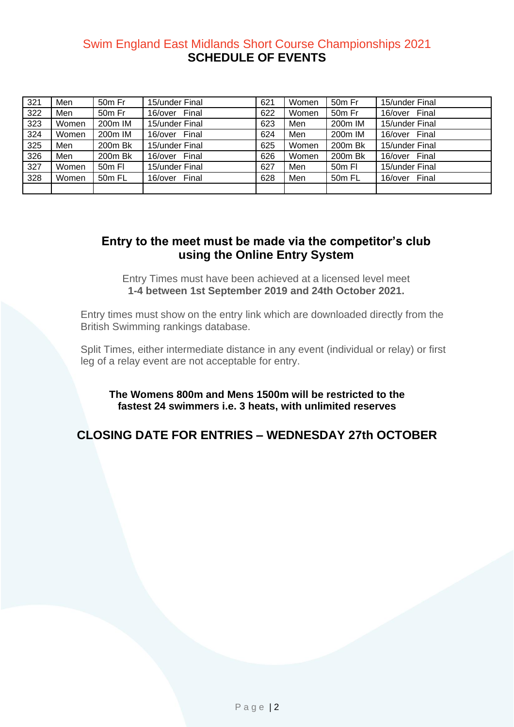Swim England East Midlands Short Course Championships 2021

# SCHEDULE OF EVENTS

| | | | | | | | |
|---|---|---|---|---|---|---|---|
| 321 | Men | 50m Fr | 15/under Final | 621 | Women | 50m Fr | 15/under Final |
| 322 | Men | 50m Fr | 16/over Final | 622 | Women | 50m Fr | 16/over Final |
| 323 | Women | 200m IM | 15/under Final | 623 | Men | 200m IM | 15/under Final |
| 324 | Women | 200m IM | 16/over Final | 624 | Men | 200m IM | 16/over Final |
| 325 | Men | 200m Bk | 15/under Final | 625 | Women | 200m Bk | 15/under Final |
| 326 | Men | 200m Bk | 16/over Final | 626 | Women | 200m Bk | 16/over Final |
| 327 | Women | 50m Fl | 15/under Final | 627 | Men | 50m Fl | 15/under Final |
| 328 | Women | 50m FL | 16/over Final | 628 | Men | 50m FL | 16/over Final |
| | | | | | | | |

## Entry to the meet must be made via the competitor's club using the Online Entry System

Entry Times must have been achieved at a licensed level meet
**1-4 between 1st September 2019 and 24th October 2021.**

Entry times must show on the entry link which are downloaded directly from the British Swimming rankings database.

Split Times, either intermediate distance in any event (individual or relay) or first leg of a relay event are not acceptable for entry.

**The Womens 800m and Mens 1500m will be restricted to the fastest 24 swimmers i.e. 3 heats, with unlimited reserves**

## CLOSING DATE FOR ENTRIES – WEDNESDAY 27th OCTOBER